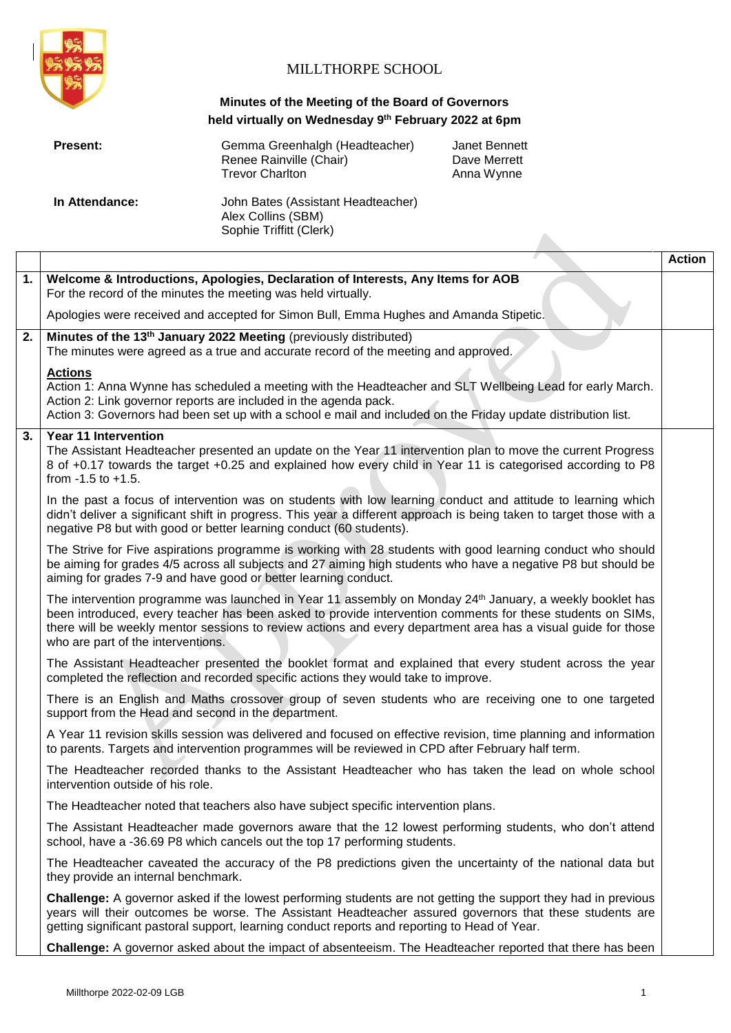# MILLTHORPE SCHOOL

**Minutes of the Meeting of the Board of Governors held virtually on Wednesday 9th February 2022 at 6pm**

| | | |
|---|---|---|
| **Present:** | Gemma Greenhalgh (Headteacher)<br>Renee Rainville (Chair)<br>Trevor Charlton | Janet Bennett<br>Dave Merrett<br>Anna Wynne |
| **In Attendance:** | John Bates (Assistant Headteacher)<br>Alex Collins (SBM)<br>Sophie Triffitt (Clerk) | |

| | | Action |
|---|---|---|
| **1.** | **Welcome & Introductions, Apologies, Declaration of Interests, Any Items for AOB**<br>For the record of the minutes the meeting was held virtually.<br><br>Apologies were received and accepted for Simon Bull, Emma Hughes and Amanda Stipetic. | |
| **2.** | **Minutes of the 13th January 2022 Meeting** (previously distributed)<br>The minutes were agreed as a true and accurate record of the meeting and approved.<br><br>**Actions**<br>Action 1: Anna Wynne has scheduled a meeting with the Headteacher and SLT Wellbeing Lead for early March.<br>Action 2: Link governor reports are included in the agenda pack.<br>Action 3: Governors had been set up with a school e mail and included on the Friday update distribution list. | |
| **3.** | **Year 11 Intervention**<br>The Assistant Headteacher presented an update on the Year 11 intervention plan to move the current Progress 8 of +0.17 towards the target +0.25 and explained how every child in Year 11 is categorised according to P8 from -1.5 to +1.5.<br><br>In the past a focus of intervention was on students with low learning conduct and attitude to learning which didn't deliver a significant shift in progress. This year a different approach is being taken to target those with a negative P8 but with good or better learning conduct (60 students).<br><br>The Strive for Five aspirations programme is working with 28 students with good learning conduct who should be aiming for grades 4/5 across all subjects and 27 aiming high students who have a negative P8 but should be aiming for grades 7-9 and have good or better learning conduct.<br><br>The intervention programme was launched in Year 11 assembly on Monday 24th January, a weekly booklet has been introduced, every teacher has been asked to provide intervention comments for these students on SIMs, there will be weekly mentor sessions to review actions and every department area has a visual guide for those who are part of the interventions.<br><br>The Assistant Headteacher presented the booklet format and explained that every student across the year completed the reflection and recorded specific actions they would take to improve.<br><br>There is an English and Maths crossover group of seven students who are receiving one to one targeted support from the Head and second in the department.<br><br>A Year 11 revision skills session was delivered and focused on effective revision, time planning and information to parents. Targets and intervention programmes will be reviewed in CPD after February half term.<br><br>The Headteacher recorded thanks to the Assistant Headteacher who has taken the lead on whole school intervention outside of his role.<br><br>The Headteacher noted that teachers also have subject specific intervention plans.<br><br>The Assistant Headteacher made governors aware that the 12 lowest performing students, who don't attend school, have a -36.69 P8 which cancels out the top 17 performing students.<br><br>The Headteacher caveated the accuracy of the P8 predictions given the uncertainty of the national data but they provide an internal benchmark.<br><br>**Challenge:** A governor asked if the lowest performing students are not getting the support they had in previous years will their outcomes be worse. The Assistant Headteacher assured governors that these students are getting significant pastoral support, learning conduct reports and reporting to Head of Year.<br><br>**Challenge:** A governor asked about the impact of absenteeism. The Headteacher reported that there has been | |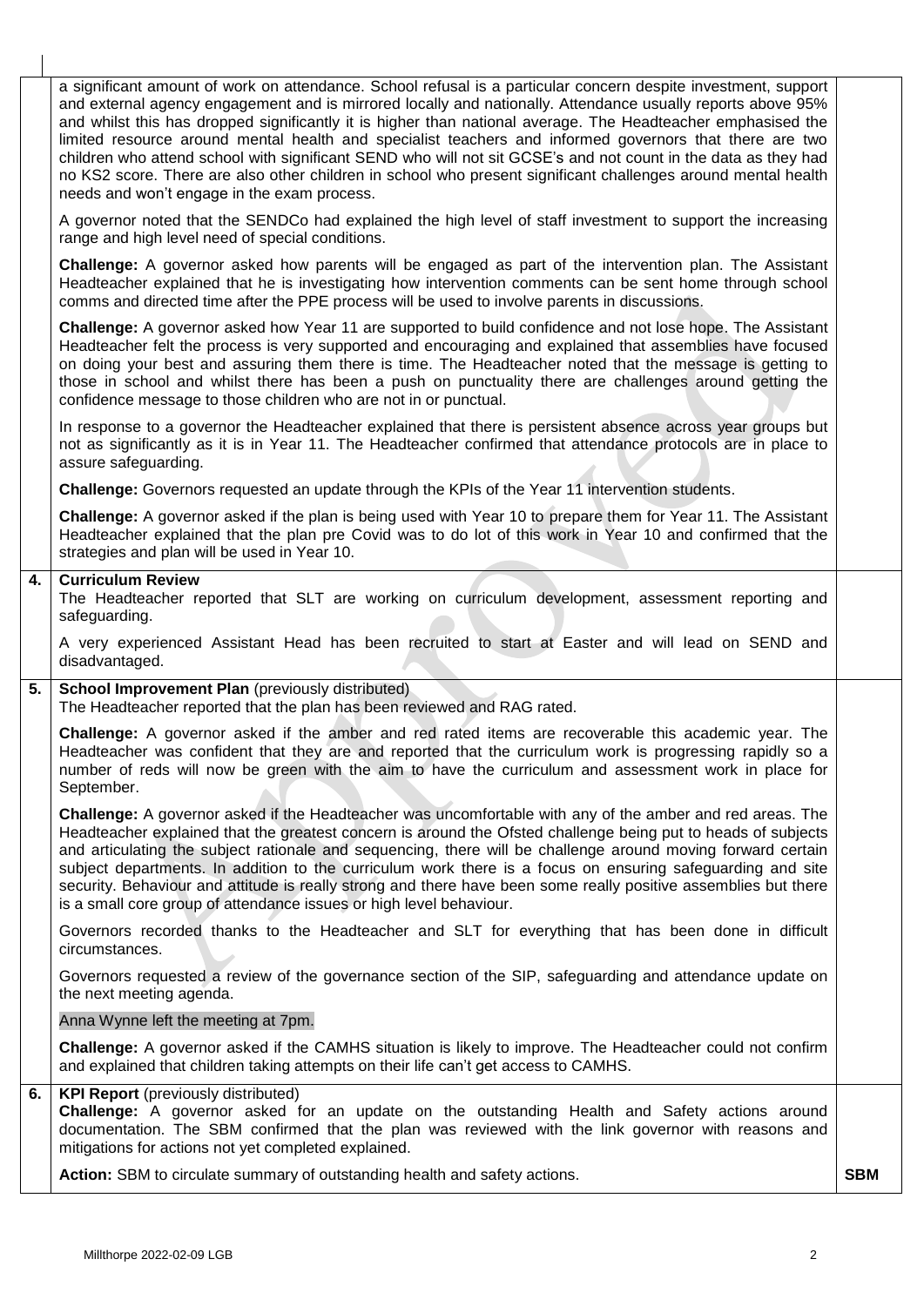| | | |
|---|---|---|
| | a significant amount of work on attendance. School refusal is a particular concern despite investment, support and external agency engagement and is mirrored locally and nationally. Attendance usually reports above 95% and whilst this has dropped significantly it is higher than national average. The Headteacher emphasised the limited resource around mental health and specialist teachers and informed governors that there are two children who attend school with significant SEND who will not sit GCSE's and not count in the data as they had no KS2 score. There are also other children in school who present significant challenges around mental health needs and won't engage in the exam process.<br><br>A governor noted that the SENDCo had explained the high level of staff investment to support the increasing range and high level need of special conditions.<br><br>**Challenge:** A governor asked how parents will be engaged as part of the intervention plan. The Assistant Headteacher explained that he is investigating how intervention comments can be sent home through school comms and directed time after the PPE process will be used to involve parents in discussions.<br><br>**Challenge:** A governor asked how Year 11 are supported to build confidence and not lose hope. The Assistant Headteacher felt the process is very supported and encouraging and explained that assemblies have focused on doing your best and assuring them there is time. The Headteacher noted that the message is getting to those in school and whilst there has been a push on punctuality there are challenges around getting the confidence message to those children who are not in or punctual.<br><br>In response to a governor the Headteacher explained that there is persistent absence across year groups but not as significantly as it is in Year 11. The Headteacher confirmed that attendance protocols are in place to assure safeguarding.<br><br>**Challenge:** Governors requested an update through the KPIs of the Year 11 intervention students.<br><br>**Challenge:** A governor asked if the plan is being used with Year 10 to prepare them for Year 11. The Assistant Headteacher explained that the plan pre Covid was to do lot of this work in Year 10 and confirmed that the strategies and plan will be used in Year 10. | |
| **4.** | **Curriculum Review**<br>The Headteacher reported that SLT are working on curriculum development, assessment reporting and safeguarding.<br><br>A very experienced Assistant Head has been recruited to start at Easter and will lead on SEND and disadvantaged. | |
| **5.** | **School Improvement Plan** (previously distributed)<br>The Headteacher reported that the plan has been reviewed and RAG rated.<br><br>**Challenge:** A governor asked if the amber and red rated items are recoverable this academic year. The Headteacher was confident that they are and reported that the curriculum work is progressing rapidly so a number of reds will now be green with the aim to have the curriculum and assessment work in place for September.<br><br>**Challenge:** A governor asked if the Headteacher was uncomfortable with any of the amber and red areas. The Headteacher explained that the greatest concern is around the Ofsted challenge being put to heads of subjects and articulating the subject rationale and sequencing, there will be challenge around moving forward certain subject departments. In addition to the curriculum work there is a focus on ensuring safeguarding and site security. Behaviour and attitude is really strong and there have been some really positive assemblies but there is a small core group of attendance issues or high level behaviour.<br><br>Governors recorded thanks to the Headteacher and SLT for everything that has been done in difficult circumstances.<br><br>Governors requested a review of the governance section of the SIP, safeguarding and attendance update on the next meeting agenda.<br><br>Anna Wynne left the meeting at 7pm.<br><br>**Challenge:** A governor asked if the CAMHS situation is likely to improve. The Headteacher could not confirm and explained that children taking attempts on their life can't get access to CAMHS. | |
| **6.** | **KPI Report** (previously distributed)<br>**Challenge:** A governor asked for an update on the outstanding Health and Safety actions around documentation. The SBM confirmed that the plan was reviewed with the link governor with reasons and mitigations for actions not yet completed explained.<br><br>**Action:** SBM to circulate summary of outstanding health and safety actions. | **SBM** |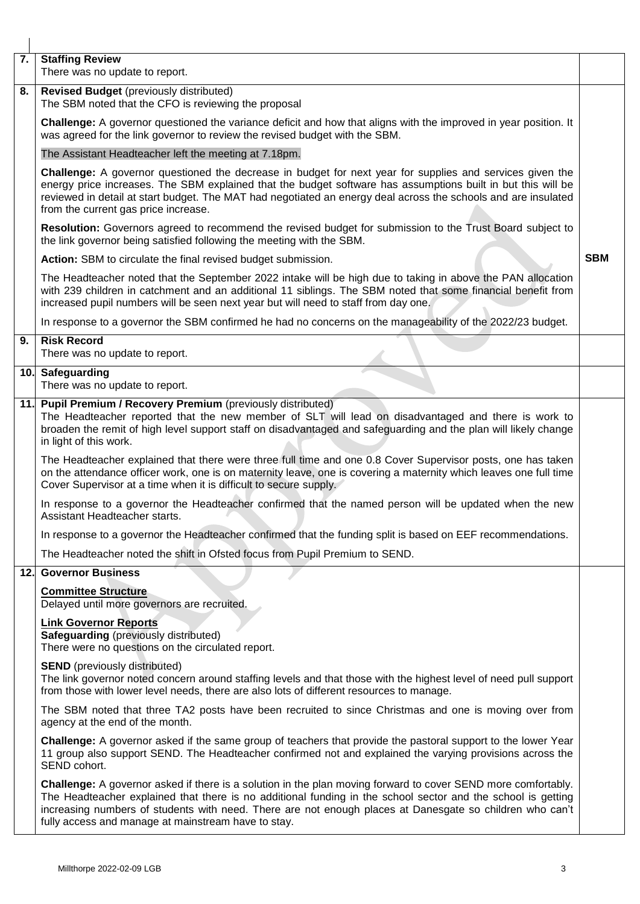| | | |
|---|---|---|
| **7.** | **Staffing Review**<br>There was no update to report. | |
| **8.** | **Revised Budget** (previously distributed)<br>The SBM noted that the CFO is reviewing the proposal<br><br>**Challenge:** A governor questioned the variance deficit and how that aligns with the improved in year position. It was agreed for the link governor to review the revised budget with the SBM.<br><br>The Assistant Headteacher left the meeting at 7.18pm.<br><br>**Challenge:** A governor questioned the decrease in budget for next year for supplies and services given the energy price increases. The SBM explained that the budget software has assumptions built in but this will be reviewed in detail at start budget. The MAT had negotiated an energy deal across the schools and are insulated from the current gas price increase.<br><br>**Resolution:** Governors agreed to recommend the revised budget for submission to the Trust Board subject to the link governor being satisfied following the meeting with the SBM.<br><br>**Action:** SBM to circulate the final revised budget submission.<br><br>The Headteacher noted that the September 2022 intake will be high due to taking in above the PAN allocation with 239 children in catchment and an additional 11 siblings. The SBM noted that some financial benefit from increased pupil numbers will be seen next year but will need to staff from day one.<br><br>In response to a governor the SBM confirmed he had no concerns on the manageability of the 2022/23 budget. | **SBM** |
| **9.** | **Risk Record**<br>There was no update to report. | |
| **10.** | **Safeguarding**<br>There was no update to report. | |
| **11.** | **Pupil Premium / Recovery Premium** (previously distributed)<br>The Headteacher reported that the new member of SLT will lead on disadvantaged and there is work to broaden the remit of high level support staff on disadvantaged and safeguarding and the plan will likely change in light of this work.<br><br>The Headteacher explained that there were three full time and one 0.8 Cover Supervisor posts, one has taken on the attendance officer work, one is on maternity leave, one is covering a maternity which leaves one full time Cover Supervisor at a time when it is difficult to secure supply.<br><br>In response to a governor the Headteacher confirmed that the named person will be updated when the new Assistant Headteacher starts.<br><br>In response to a governor the Headteacher confirmed that the funding split is based on EEF recommendations.<br><br>The Headteacher noted the shift in Ofsted focus from Pupil Premium to SEND. | |
| **12.** | **Governor Business**<br><br>**Committee Structure**<br>Delayed until more governors are recruited.<br><br>**Link Governor Reports**<br>**Safeguarding** (previously distributed)<br>There were no questions on the circulated report.<br><br>**SEND** (previously distributed)<br>The link governor noted concern around staffing levels and that those with the highest level of need pull support from those with lower level needs, there are also lots of different resources to manage.<br><br>The SBM noted that three TA2 posts have been recruited to since Christmas and one is moving over from agency at the end of the month.<br><br>**Challenge:** A governor asked if the same group of teachers that provide the pastoral support to the lower Year 11 group also support SEND. The Headteacher confirmed not and explained the varying provisions across the SEND cohort.<br><br>**Challenge:** A governor asked if there is a solution in the plan moving forward to cover SEND more comfortably. The Headteacher explained that there is no additional funding in the school sector and the school is getting increasing numbers of students with need. There are not enough places at Danesgate so children who can't fully access and manage at mainstream have to stay. | |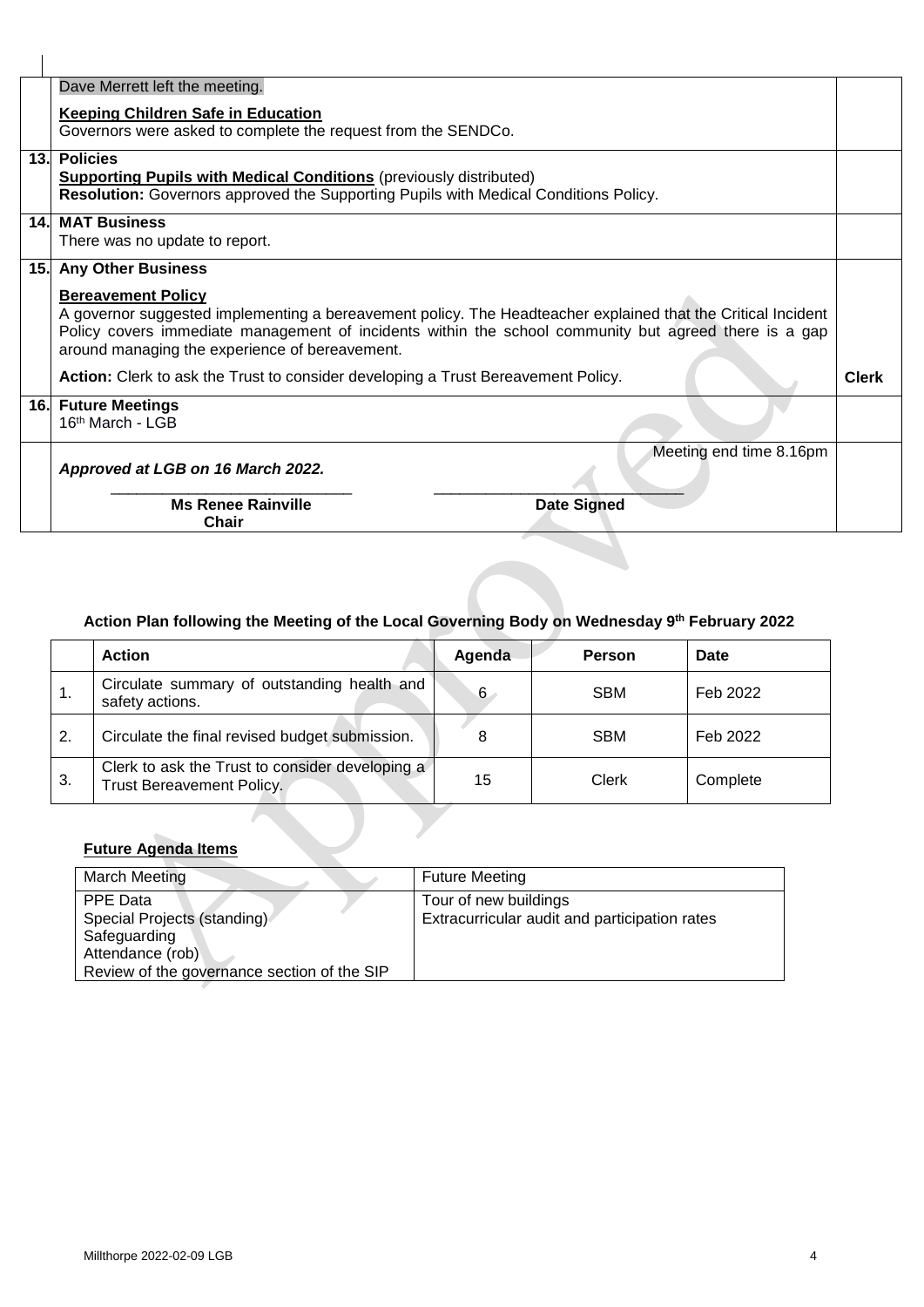| | | |
|---|---|---|
| | Dave Merrett left the meeting.<br><br>**Keeping Children Safe in Education**<br>Governors were asked to complete the request from the SENDCo. | |
| **13.** | **Policies**<br>**Supporting Pupils with Medical Conditions** (previously distributed)<br>**Resolution:** Governors approved the Supporting Pupils with Medical Conditions Policy. | |
| **14.** | **MAT Business**<br>There was no update to report. | |
| **15.** | **Any Other Business**<br><br>**Bereavement Policy**<br>A governor suggested implementing a bereavement policy. The Headteacher explained that the Critical Incident Policy covers immediate management of incidents within the school community but agreed there is a gap around managing the experience of bereavement.<br><br>**Action:** Clerk to ask the Trust to consider developing a Trust Bereavement Policy. | **Clerk** |
| **16.** | **Future Meetings**<br>16th March - LGB | |
| | Meeting end time 8.16pm<br><br>***Approved at LGB on 16 March 2022.***<br><br>\_\_\_\_\_\_\_\_\_\_\_\_\_\_\_\_\_\_\_\_\_\_\_\_\_\_\_\_ \_\_\_\_\_\_\_\_\_\_\_\_\_\_\_\_\_\_\_\_\_\_\_\_\_\_\_\_<br>**Ms Renee Rainville** **Date Signed**<br>**Chair** | |

**Action Plan following the Meeting of the Local Governing Body on Wednesday 9th February 2022**

| | Action | Agenda | Person | Date |
|---|---|---|---|---|
| 1. | Circulate summary of outstanding health and safety actions. | 6 | SBM | Feb 2022 |
| 2. | Circulate the final revised budget submission. | 8 | SBM | Feb 2022 |
| 3. | Clerk to ask the Trust to consider developing a Trust Bereavement Policy. | 15 | Clerk | Complete |

**Future Agenda Items**

| March Meeting | Future Meeting |
|---|---|
| PPE Data<br>Special Projects (standing)<br>Safeguarding<br>Attendance (rob)<br>Review of the governance section of the SIP | Tour of new buildings<br>Extracurricular audit and participation rates |